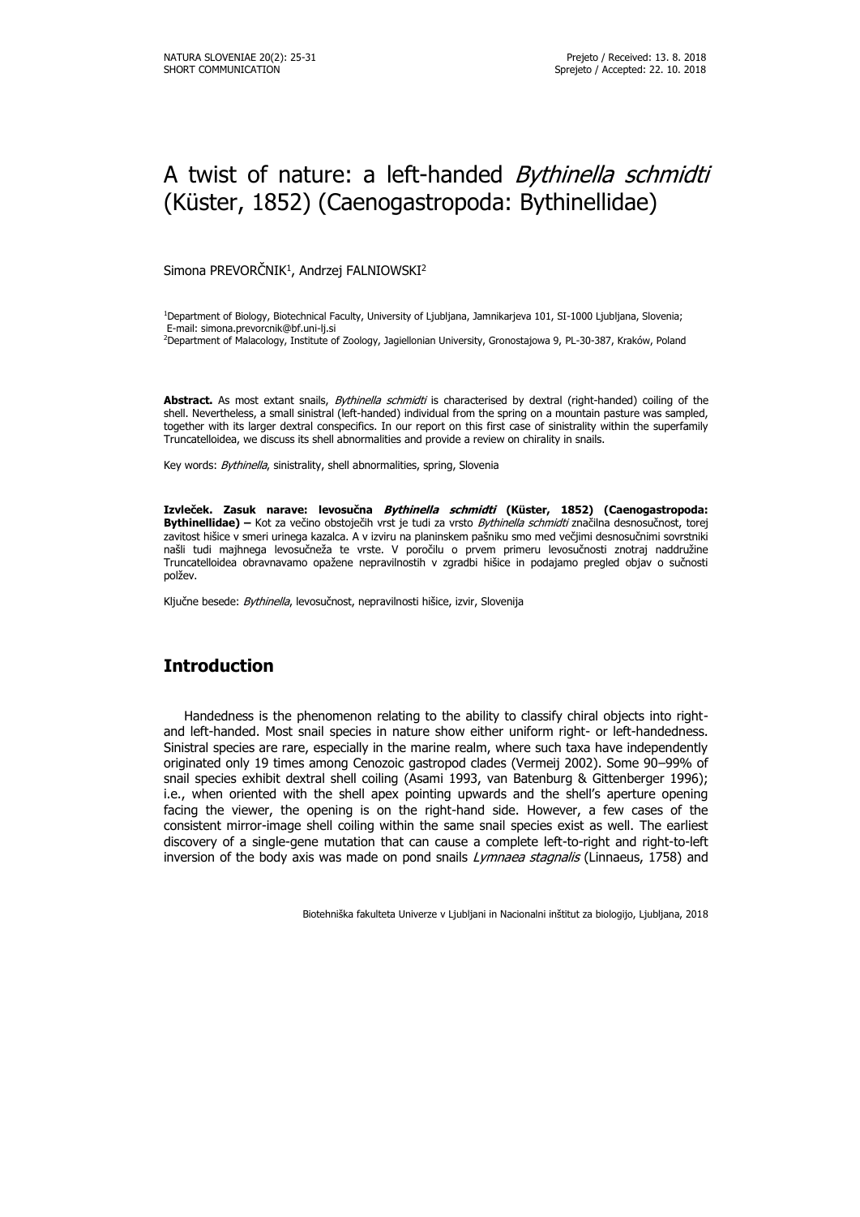# A twist of nature: a left-handed *Bythinella schmidti* (Küster, 1852) (Caenogastropoda: Bythinellidae)

Simona PREVORČNIK[1], Andrzej FALNIOWSKI[2]

[1]Department of Biology, Biotechnical Faculty, University of Ljubljana, Jamnikarjeva 101, SI-1000 Ljubljana, Slovenia; E-mail: simona.prevorcnik@bf.uni-lj.si

[2]Department of Malacology, Institute of Zoology, Jagiellonian University, Gronostajowa 9, PL-30-387, Kraków, Poland

**Abstract.** As most extant snails, *Bythinella schmidti* is characterised by dextral (right-handed) coiling of the shell. Nevertheless, a small sinistral (left-handed) individual from the spring on a mountain pasture was sampled, together with its larger dextral conspecifics. In our report on this first case of sinistrality within the superfamily Truncatelloidea, we discuss its shell abnormalities and provide a review on chirality in snails.

Key words: *Bythinella*, sinistrality, shell abnormalities, spring, Slovenia

**Izvleček. Zasuk narave: levosučna *Bythinella schmidti* (Küster, 1852) (Caenogastropoda: Bythinellidae) –** Kot za večino obstoječih vrst je tudi za vrsto *Bythinella schmidti* značilna desnosučnost, torej zavitost hišice v smeri urinega kazalca. A v izviru na planinskem pašniku smo med večjimi desnosučnimi sovrstniki našli tudi majhnega levosučneža te vrste. V poročilu o prvem primeru levosučnosti znotraj naddružine Truncatelloidea obravnavamo opažene nepravilnostih v zgradbi hišice in podajamo pregled objav o sučnosti polžev.

Ključne besede: *Bythinella*, levosučnost, nepravilnosti hišice, izvir, Slovenija

## Introduction

Handedness is the phenomenon relating to the ability to classify chiral objects into right- and left-handed. Most snail species in nature show either uniform right- or left-handedness. Sinistral species are rare, especially in the marine realm, where such taxa have independently originated only 19 times among Cenozoic gastropod clades (Vermeij 2002). Some 90–99% of snail species exhibit dextral shell coiling (Asami 1993, van Batenburg & Gittenberger 1996); i.e., when oriented with the shell apex pointing upwards and the shell's aperture opening facing the viewer, the opening is on the right-hand side. However, a few cases of the consistent mirror-image shell coiling within the same snail species exist as well. The earliest discovery of a single-gene mutation that can cause a complete left-to-right and right-to-left inversion of the body axis was made on pond snails *Lymnaea stagnalis* (Linnaeus, 1758) and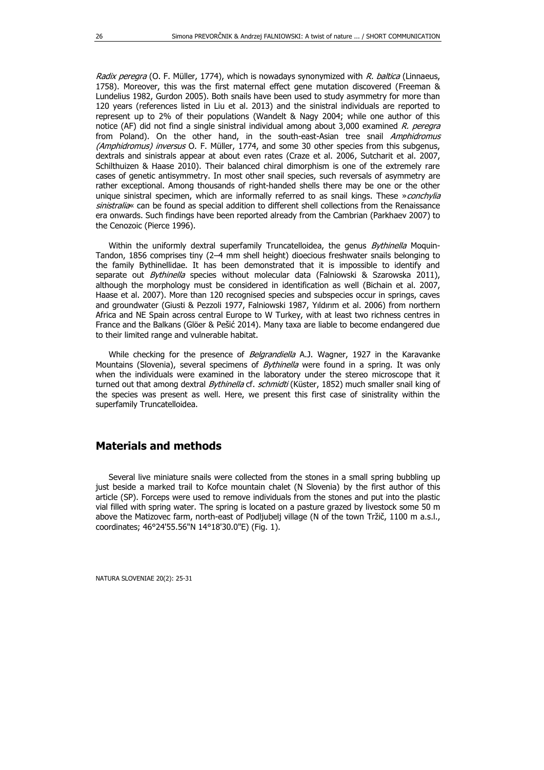*Radix peregra* (O. F. Müller, 1774), which is nowadays synonymized with *R. baltica* (Linnaeus, 1758). Moreover, this was the first maternal effect gene mutation discovered (Freeman & Lundelius 1982, Gurdon 2005). Both snails have been used to study asymmetry for more than 120 years (references listed in Liu et al. 2013) and the sinistral individuals are reported to represent up to 2% of their populations (Wandelt & Nagy 2004; while one author of this notice (AF) did not find a single sinistral individual among about 3,000 examined *R. peregra* from Poland). On the other hand, in the south-east-Asian tree snail *Amphidromus (Amphidromus) inversus* O. F. Müller, 1774, and some 30 other species from this subgenus, dextrals and sinistrals appear at about even rates (Craze et al. 2006, Sutcharit et al. 2007, Schilthuizen & Haase 2010). Their balanced chiral dimorphism is one of the extremely rare cases of genetic antisymmetry. In most other snail species, such reversals of asymmetry are rather exceptional. Among thousands of right-handed shells there may be one or the other unique sinistral specimen, which are informally referred to as snail kings. These »*conchylia sinistralia*« can be found as special addition to different shell collections from the Renaissance era onwards. Such findings have been reported already from the Cambrian (Parkhaev 2007) to the Cenozoic (Pierce 1996).

Within the uniformly dextral superfamily Truncatelloidea, the genus *Bythinella* Moquin-Tandon, 1856 comprises tiny (2–4 mm shell height) dioecious freshwater snails belonging to the family Bythinellidae. It has been demonstrated that it is impossible to identify and separate out *Bythinella* species without molecular data (Falniowski & Szarowska 2011), although the morphology must be considered in identification as well (Bichain et al. 2007, Haase et al. 2007). More than 120 recognised species and subspecies occur in springs, caves and groundwater (Giusti & Pezzoli 1977, Falniowski 1987, Yıldırım et al. 2006) from northern Africa and NE Spain across central Europe to W Turkey, with at least two richness centres in France and the Balkans (Glöer & Pešić 2014). Many taxa are liable to become endangered due to their limited range and vulnerable habitat.

While checking for the presence of *Belgrandiella* A.J. Wagner, 1927 in the Karavanke Mountains (Slovenia), several specimens of *Bythinella* were found in a spring. It was only when the individuals were examined in the laboratory under the stereo microscope that it turned out that among dextral *Bythinella* cf. *schmidti* (Küster, 1852) much smaller snail king of the species was present as well. Here, we present this first case of sinistrality within the superfamily Truncatelloidea.

## Materials and methods

Several live miniature snails were collected from the stones in a small spring bubbling up just beside a marked trail to Kofce mountain chalet (N Slovenia) by the first author of this article (SP). Forceps were used to remove individuals from the stones and put into the plastic vial filled with spring water. The spring is located on a pasture grazed by livestock some 50 m above the Matizovec farm, north-east of Podljubelj village (N of the town Tržič, 1100 m a.s.l., coordinates; 46°24'55.56"N 14°18'30.0"E) (Fig. 1).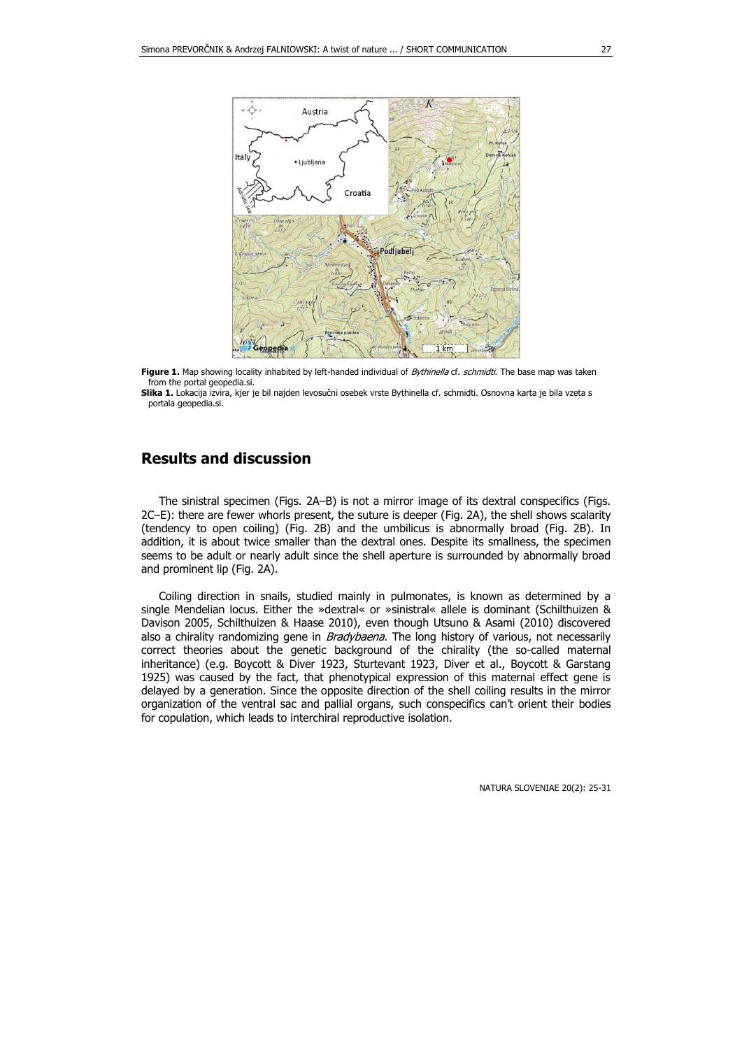**Figure 1.** Map showing locality inhabited by left-handed individual of *Bythinella* cf. *schmidti*. The base map was taken from the portal geopedia.si.

**Slika 1.** Lokacija izvira, kjer je bil najden levosučni osebek vrste Bythinella cf. schmidti. Osnovna karta je bila vzeta s portala geopedia.si.

## Results and discussion

The sinistral specimen (Figs. 2A–B) is not a mirror image of its dextral conspecifics (Figs. 2C–E): there are fewer whorls present, the suture is deeper (Fig. 2A), the shell shows scalarity (tendency to open coiling) (Fig. 2B) and the umbilicus is abnormally broad (Fig. 2B). In addition, it is about twice smaller than the dextral ones. Despite its smallness, the specimen seems to be adult or nearly adult since the shell aperture is surrounded by abnormally broad and prominent lip (Fig. 2A).

Coiling direction in snails, studied mainly in pulmonates, is known as determined by a single Mendelian locus. Either the »dextral« or »sinistral« allele is dominant (Schilthuizen & Davison 2005, Schilthuizen & Haase 2010), even though Utsuno & Asami (2010) discovered also a chirality randomizing gene in *Bradybaena*. The long history of various, not necessarily correct theories about the genetic background of the chirality (the so-called maternal inheritance) (e.g. Boycott & Diver 1923, Sturtevant 1923, Diver et al., Boycott & Garstang 1925) was caused by the fact, that phenotypical expression of this maternal effect gene is delayed by a generation. Since the opposite direction of the shell coiling results in the mirror organization of the ventral sac and pallial organs, such conspecifics can't orient their bodies for copulation, which leads to interchiral reproductive isolation.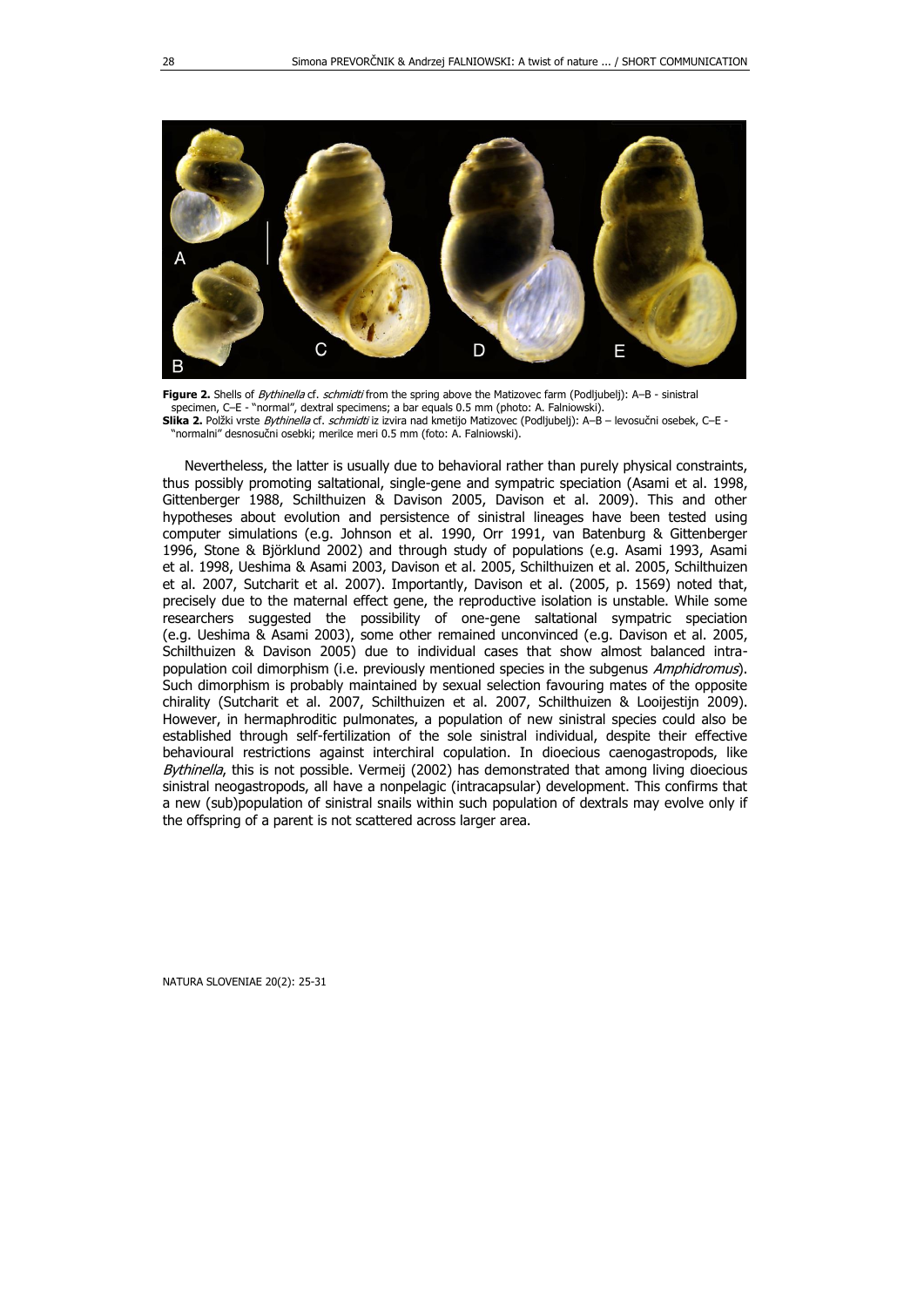**Figure 2.** Shells of *Bythinella* cf. *schmidti* from the spring above the Matizovec farm (Podljubelj): A–B - sinistral specimen, C–E - "normal", dextral specimens; a bar equals 0.5 mm (photo: A. Falniowski).

**Slika 2.** Polžki vrste *Bythinella* cf. *schmidti* iz izvira nad kmetijo Matizovec (Podljubelj): A–B – levosučni osebek, C–E - "normalni" desnosučni osebki; merilce meri 0.5 mm (foto: A. Falniowski).

Nevertheless, the latter is usually due to behavioral rather than purely physical constraints, thus possibly promoting saltational, single-gene and sympatric speciation (Asami et al. 1998, Gittenberger 1988, Schilthuizen & Davison 2005, Davison et al. 2009). This and other hypotheses about evolution and persistence of sinistral lineages have been tested using computer simulations (e.g. Johnson et al. 1990, Orr 1991, van Batenburg & Gittenberger 1996, Stone & Björklund 2002) and through study of populations (e.g. Asami 1993, Asami et al. 1998, Ueshima & Asami 2003, Davison et al. 2005, Schilthuizen et al. 2005, Schilthuizen et al. 2007, Sutcharit et al. 2007). Importantly, Davison et al. (2005, p. 1569) noted that, precisely due to the maternal effect gene, the reproductive isolation is unstable. While some researchers suggested the possibility of one-gene saltational sympatric speciation (e.g. Ueshima & Asami 2003), some other remained unconvinced (e.g. Davison et al. 2005, Schilthuizen & Davison 2005) due to individual cases that show almost balanced intra-population coil dimorphism (i.e. previously mentioned species in the subgenus *Amphidromus*). Such dimorphism is probably maintained by sexual selection favouring mates of the opposite chirality (Sutcharit et al. 2007, Schilthuizen et al. 2007, Schilthuizen & Looijestijn 2009). However, in hermaphroditic pulmonates, a population of new sinistral species could also be established through self-fertilization of the sole sinistral individual, despite their effective behavioural restrictions against interchiral copulation. In dioecious caenogastropods, like *Bythinella*, this is not possible. Vermeij (2002) has demonstrated that among living dioecious sinistral neogastropods, all have a nonpelagic (intracapsular) development. This confirms that a new (sub)population of sinistral snails within such population of dextrals may evolve only if the offspring of a parent is not scattered across larger area.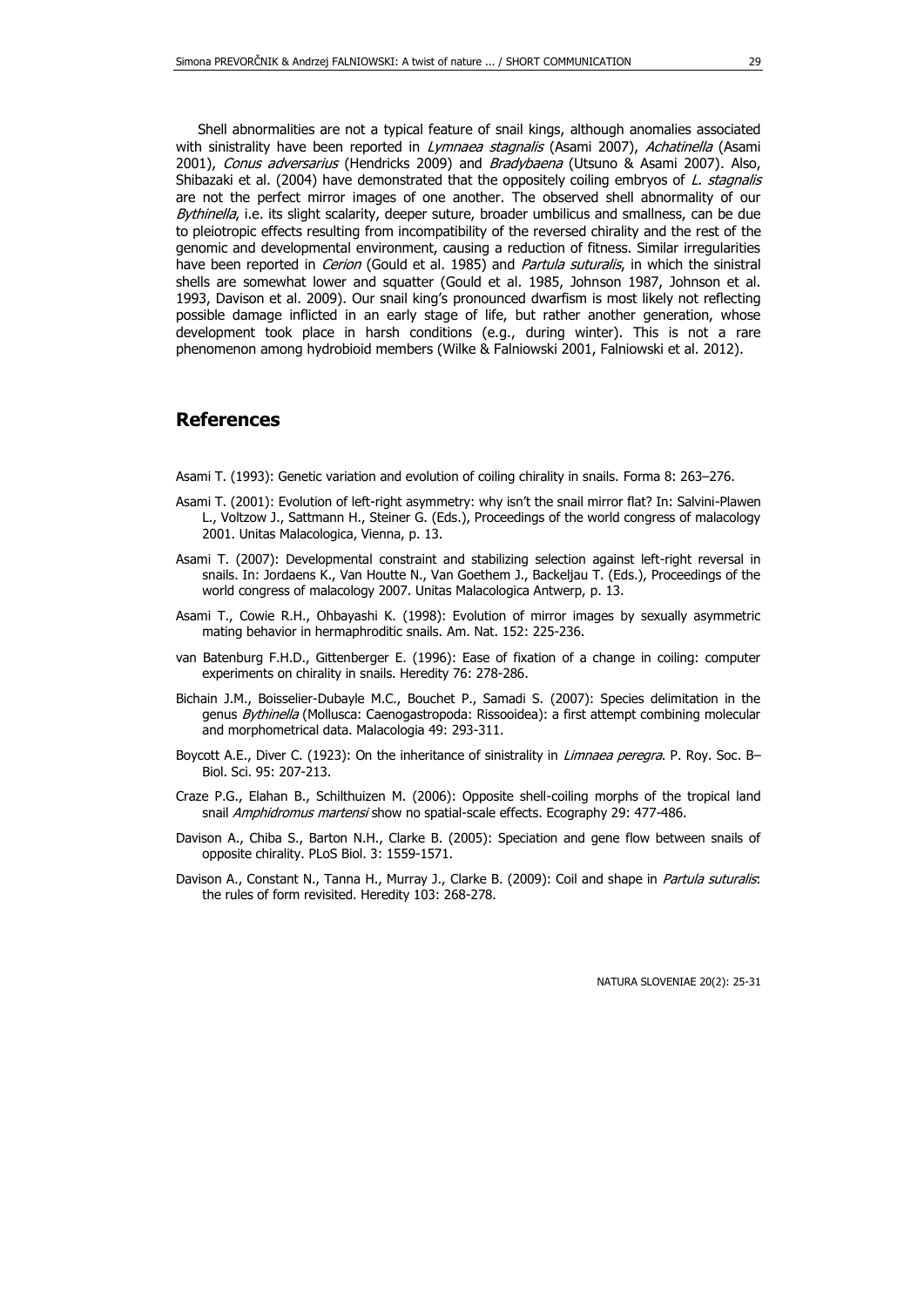Shell abnormalities are not a typical feature of snail kings, although anomalies associated with sinistrality have been reported in *Lymnaea stagnalis* (Asami 2007), *Achatinella* (Asami 2001), *Conus adversarius* (Hendricks 2009) and *Bradybaena* (Utsuno & Asami 2007). Also, Shibazaki et al. (2004) have demonstrated that the oppositely coiling embryos of *L. stagnalis* are not the perfect mirror images of one another. The observed shell abnormality of our *Bythinella*, i.e. its slight scalarity, deeper suture, broader umbilicus and smallness, can be due to pleiotropic effects resulting from incompatibility of the reversed chirality and the rest of the genomic and developmental environment, causing a reduction of fitness. Similar irregularities have been reported in *Cerion* (Gould et al. 1985) and *Partula suturalis*, in which the sinistral shells are somewhat lower and squatter (Gould et al. 1985, Johnson 1987, Johnson et al. 1993, Davison et al. 2009). Our snail king's pronounced dwarfism is most likely not reflecting possible damage inflicted in an early stage of life, but rather another generation, whose development took place in harsh conditions (e.g., during winter). This is not a rare phenomenon among hydrobioid members (Wilke & Falniowski 2001, Falniowski et al. 2012).

## References

Asami T. (1993): Genetic variation and evolution of coiling chirality in snails. Forma 8: 263–276.

Asami T. (2001): Evolution of left-right asymmetry: why isn't the snail mirror flat? In: Salvini-Plawen L., Voltzow J., Sattmann H., Steiner G. (Eds.), Proceedings of the world congress of malacology 2001. Unitas Malacologica, Vienna, p. 13.

Asami T. (2007): Developmental constraint and stabilizing selection against left-right reversal in snails. In: Jordaens K., Van Houtte N., Van Goethem J., Backeljau T. (Eds.), Proceedings of the world congress of malacology 2007. Unitas Malacologica Antwerp, p. 13.

Asami T., Cowie R.H., Ohbayashi K. (1998): Evolution of mirror images by sexually asymmetric mating behavior in hermaphroditic snails. Am. Nat. 152: 225-236.

van Batenburg F.H.D., Gittenberger E. (1996): Ease of fixation of a change in coiling: computer experiments on chirality in snails. Heredity 76: 278-286.

Bichain J.M., Boisselier-Dubayle M.C., Bouchet P., Samadi S. (2007): Species delimitation in the genus *Bythinella* (Mollusca: Caenogastropoda: Rissooidea): a first attempt combining molecular and morphometrical data. Malacologia 49: 293-311.

Boycott A.E., Diver C. (1923): On the inheritance of sinistrality in *Limnaea peregra*. P. Roy. Soc. B–Biol. Sci. 95: 207-213.

Craze P.G., Elahan B., Schilthuizen M. (2006): Opposite shell-coiling morphs of the tropical land snail *Amphidromus martensi* show no spatial-scale effects. Ecography 29: 477-486.

Davison A., Chiba S., Barton N.H., Clarke B. (2005): Speciation and gene flow between snails of opposite chirality. PLoS Biol. 3: 1559-1571.

Davison A., Constant N., Tanna H., Murray J., Clarke B. (2009): Coil and shape in *Partula suturalis*: the rules of form revisited. Heredity 103: 268-278.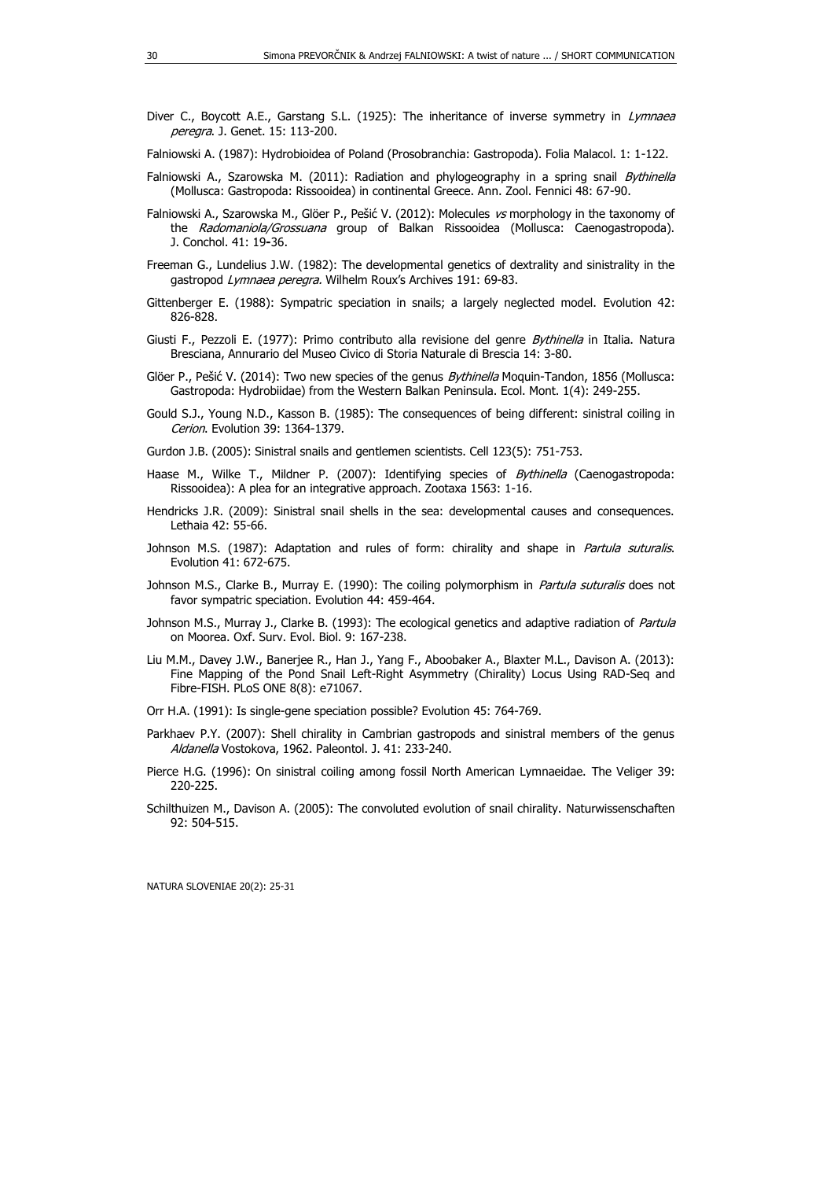Diver C., Boycott A.E., Garstang S.L. (1925): The inheritance of inverse symmetry in *Lymnaea peregra*. J. Genet. 15: 113-200.

Falniowski A. (1987): Hydrobioidea of Poland (Prosobranchia: Gastropoda). Folia Malacol. 1: 1-122.

Falniowski A., Szarowska M. (2011): Radiation and phylogeography in a spring snail *Bythinella* (Mollusca: Gastropoda: Rissooidea) in continental Greece. Ann. Zool. Fennici 48: 67-90.

Falniowski A., Szarowska M., Glöer P., Pešić V. (2012): Molecules *vs* morphology in the taxonomy of the *Radomaniola/Grossuana* group of Balkan Rissooidea (Mollusca: Caenogastropoda). J. Conchol. 41: 19-36.

Freeman G., Lundelius J.W. (1982): The developmental genetics of dextrality and sinistrality in the gastropod *Lymnaea peregra*. Wilhelm Roux's Archives 191: 69-83.

Gittenberger E. (1988): Sympatric speciation in snails; a largely neglected model. Evolution 42: 826-828.

Giusti F., Pezzoli E. (1977): Primo contributo alla revisione del genre *Bythinella* in Italia. Natura Bresciana, Annurario del Museo Civico di Storia Naturale di Brescia 14: 3-80.

Glöer P., Pešić V. (2014): Two new species of the genus *Bythinella* Moquin-Tandon, 1856 (Mollusca: Gastropoda: Hydrobiidae) from the Western Balkan Peninsula. Ecol. Mont. 1(4): 249-255.

Gould S.J., Young N.D., Kasson B. (1985): The consequences of being different: sinistral coiling in *Cerion*. Evolution 39: 1364-1379.

Gurdon J.B. (2005): Sinistral snails and gentlemen scientists. Cell 123(5): 751-753.

Haase M., Wilke T., Mildner P. (2007): Identifying species of *Bythinella* (Caenogastropoda: Rissooidea): A plea for an integrative approach. Zootaxa 1563: 1-16.

Hendricks J.R. (2009): Sinistral snail shells in the sea: developmental causes and consequences. Lethaia 42: 55-66.

Johnson M.S. (1987): Adaptation and rules of form: chirality and shape in *Partula suturalis*. Evolution 41: 672-675.

Johnson M.S., Clarke B., Murray E. (1990): The coiling polymorphism in *Partula suturalis* does not favor sympatric speciation. Evolution 44: 459-464.

Johnson M.S., Murray J., Clarke B. (1993): The ecological genetics and adaptive radiation of *Partula* on Moorea. Oxf. Surv. Evol. Biol. 9: 167-238.

Liu M.M., Davey J.W., Banerjee R., Han J., Yang F., Aboobaker A., Blaxter M.L., Davison A. (2013): Fine Mapping of the Pond Snail Left-Right Asymmetry (Chirality) Locus Using RAD-Seq and Fibre-FISH. PLoS ONE 8(8): e71067.

Orr H.A. (1991): Is single-gene speciation possible? Evolution 45: 764-769.

Parkhaev P.Y. (2007): Shell chirality in Cambrian gastropods and sinistral members of the genus *Aldanella* Vostokova, 1962. Paleontol. J. 41: 233-240.

Pierce H.G. (1996): On sinistral coiling among fossil North American Lymnaeidae. The Veliger 39: 220-225.

Schilthuizen M., Davison A. (2005): The convoluted evolution of snail chirality. Naturwissenschaften 92: 504-515.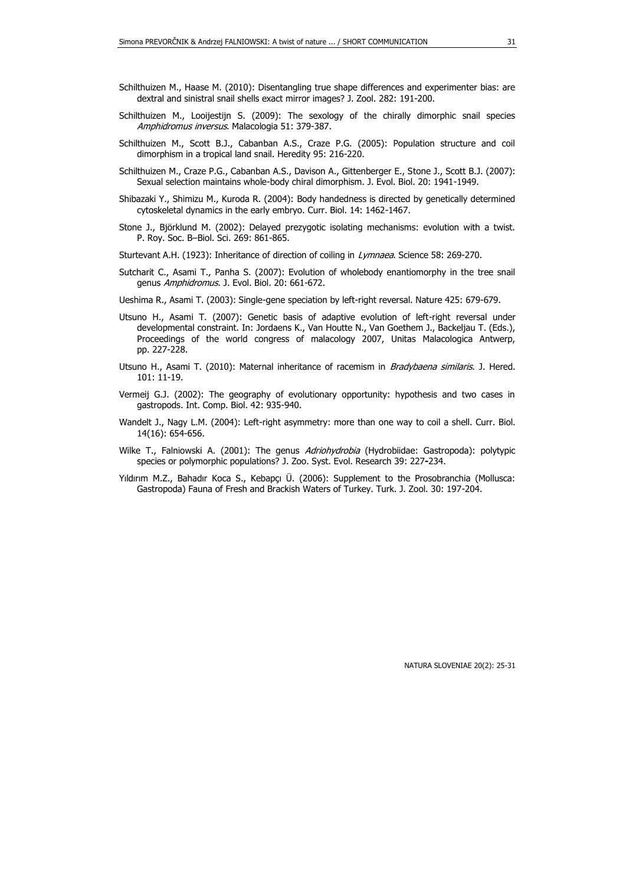Schilthuizen M., Haase M. (2010): Disentangling true shape differences and experimenter bias: are dextral and sinistral snail shells exact mirror images? J. Zool. 282: 191-200.

Schilthuizen M., Looijestijn S. (2009): The sexology of the chirally dimorphic snail species *Amphidromus inversus*. Malacologia 51: 379-387.

Schilthuizen M., Scott B.J., Cabanban A.S., Craze P.G. (2005): Population structure and coil dimorphism in a tropical land snail. Heredity 95: 216-220.

Schilthuizen M., Craze P.G., Cabanban A.S., Davison A., Gittenberger E., Stone J., Scott B.J. (2007): Sexual selection maintains whole-body chiral dimorphism. J. Evol. Biol. 20: 1941-1949.

Shibazaki Y., Shimizu M., Kuroda R. (2004): Body handedness is directed by genetically determined cytoskeletal dynamics in the early embryo. Curr. Biol. 14: 1462-1467.

Stone J., Björklund M. (2002): Delayed prezygotic isolating mechanisms: evolution with a twist. P. Roy. Soc. B–Biol. Sci. 269: 861-865.

Sturtevant A.H. (1923): Inheritance of direction of coiling in *Lymnaea*. Science 58: 269-270.

Sutcharit C., Asami T., Panha S. (2007): Evolution of wholebody enantiomorphy in the tree snail genus *Amphidromus*. J. Evol. Biol. 20: 661-672.

Ueshima R., Asami T. (2003): Single-gene speciation by left-right reversal. Nature 425: 679-679.

Utsuno H., Asami T. (2007): Genetic basis of adaptive evolution of left-right reversal under developmental constraint. In: Jordaens K., Van Houtte N., Van Goethem J., Backeljau T. (Eds.), Proceedings of the world congress of malacology 2007, Unitas Malacologica Antwerp, pp. 227-228.

Utsuno H., Asami T. (2010): Maternal inheritance of racemism in *Bradybaena similaris*. J. Hered. 101: 11-19.

Vermeij G.J. (2002): The geography of evolutionary opportunity: hypothesis and two cases in gastropods. Int. Comp. Biol. 42: 935-940.

Wandelt J., Nagy L.M. (2004): Left-right asymmetry: more than one way to coil a shell. Curr. Biol. 14(16): 654-656.

Wilke T., Falniowski A. (2001): The genus *Adriohydrobia* (Hydrobiidae: Gastropoda): polytypic species or polymorphic populations? J. Zoo. Syst. Evol. Research 39: 227-234.

Yıldırım M.Z., Bahadır Koca S., Kebapçı Ü. (2006): Supplement to the Prosobranchia (Mollusca: Gastropoda) Fauna of Fresh and Brackish Waters of Turkey. Turk. J. Zool. 30: 197-204.